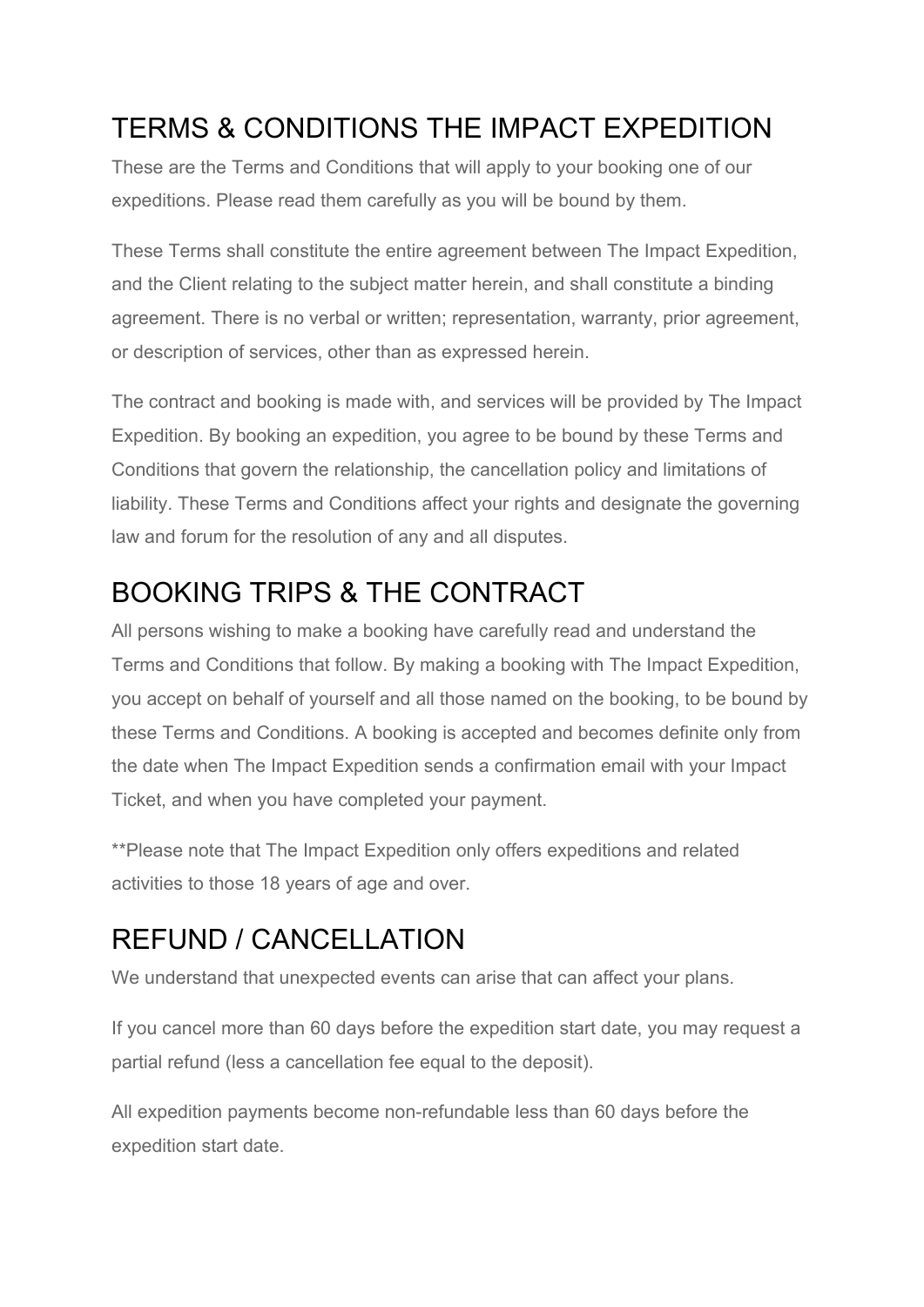# TERMS & CONDITIONS THE IMPACT EXPEDITION

These are the Terms and Conditions that will apply to your booking one of our expeditions. Please read them carefully as you will be bound by them.

These Terms shall constitute the entire agreement between The Impact Expedition, and the Client relating to the subject matter herein, and shall constitute a binding agreement. There is no verbal or written; representation, warranty, prior agreement, or description of services, other than as expressed herein.

The contract and booking is made with, and services will be provided by The Impact Expedition. By booking an expedition, you agree to be bound by these Terms and Conditions that govern the relationship, the cancellation policy and limitations of liability. These Terms and Conditions affect your rights and designate the governing law and forum for the resolution of any and all disputes.

# BOOKING TRIPS & THE CONTRACT

All persons wishing to make a booking have carefully read and understand the Terms and Conditions that follow. By making a booking with The Impact Expedition, you accept on behalf of yourself and all those named on the booking, to be bound by these Terms and Conditions. A booking is accepted and becomes definite only from the date when The Impact Expedition sends a confirmation email with your Impact Ticket, and when you have completed your payment.

**Please note that The Impact Expedition only offers expeditions and related activities to those 18 years of age and over.

# REFUND / CANCELLATION

We understand that unexpected events can arise that can affect your plans.

If you cancel more than 60 days before the expedition start date, you may request a partial refund (less a cancellation fee equal to the deposit).

All expedition payments become non-refundable less than 60 days before the expedition start date.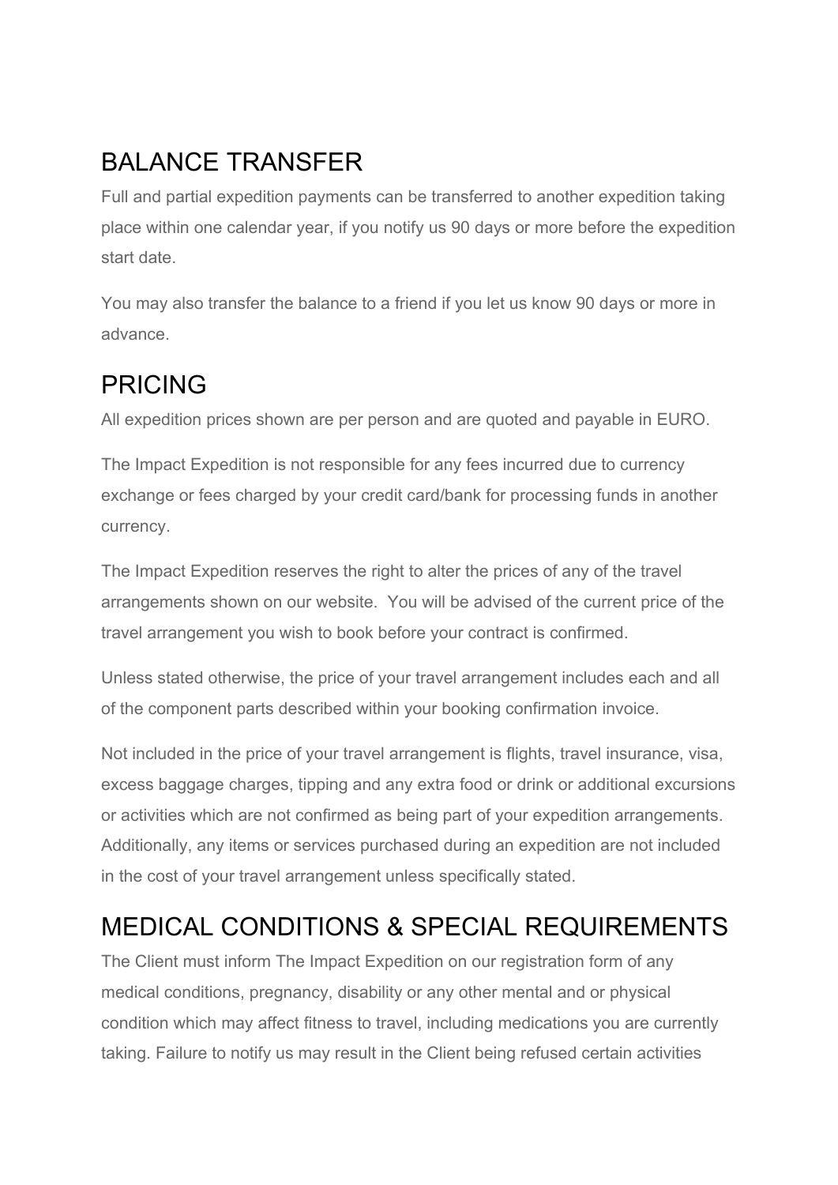## BALANCE TRANSFER

Full and partial expedition payments can be transferred to another expedition taking place within one calendar year, if you notify us 90 days or more before the expedition start date.

You may also transfer the balance to a friend if you let us know 90 days or more in advance.

## PRICING

All expedition prices shown are per person and are quoted and payable in EURO.

The Impact Expedition is not responsible for any fees incurred due to currency exchange or fees charged by your credit card/bank for processing funds in another currency.

The Impact Expedition reserves the right to alter the prices of any of the travel arrangements shown on our website. You will be advised of the current price of the travel arrangement you wish to book before your contract is confirmed.

Unless stated otherwise, the price of your travel arrangement includes each and all of the component parts described within your booking confirmation invoice.

Not included in the price of your travel arrangement is flights, travel insurance, visa, excess baggage charges, tipping and any extra food or drink or additional excursions or activities which are not confirmed as being part of your expedition arrangements. Additionally, any items or services purchased during an expedition are not included in the cost of your travel arrangement unless specifically stated.

## MEDICAL CONDITIONS & SPECIAL REQUIREMENTS

The Client must inform The Impact Expedition on our registration form of any medical conditions, pregnancy, disability or any other mental and or physical condition which may affect fitness to travel, including medications you are currently taking. Failure to notify us may result in the Client being refused certain activities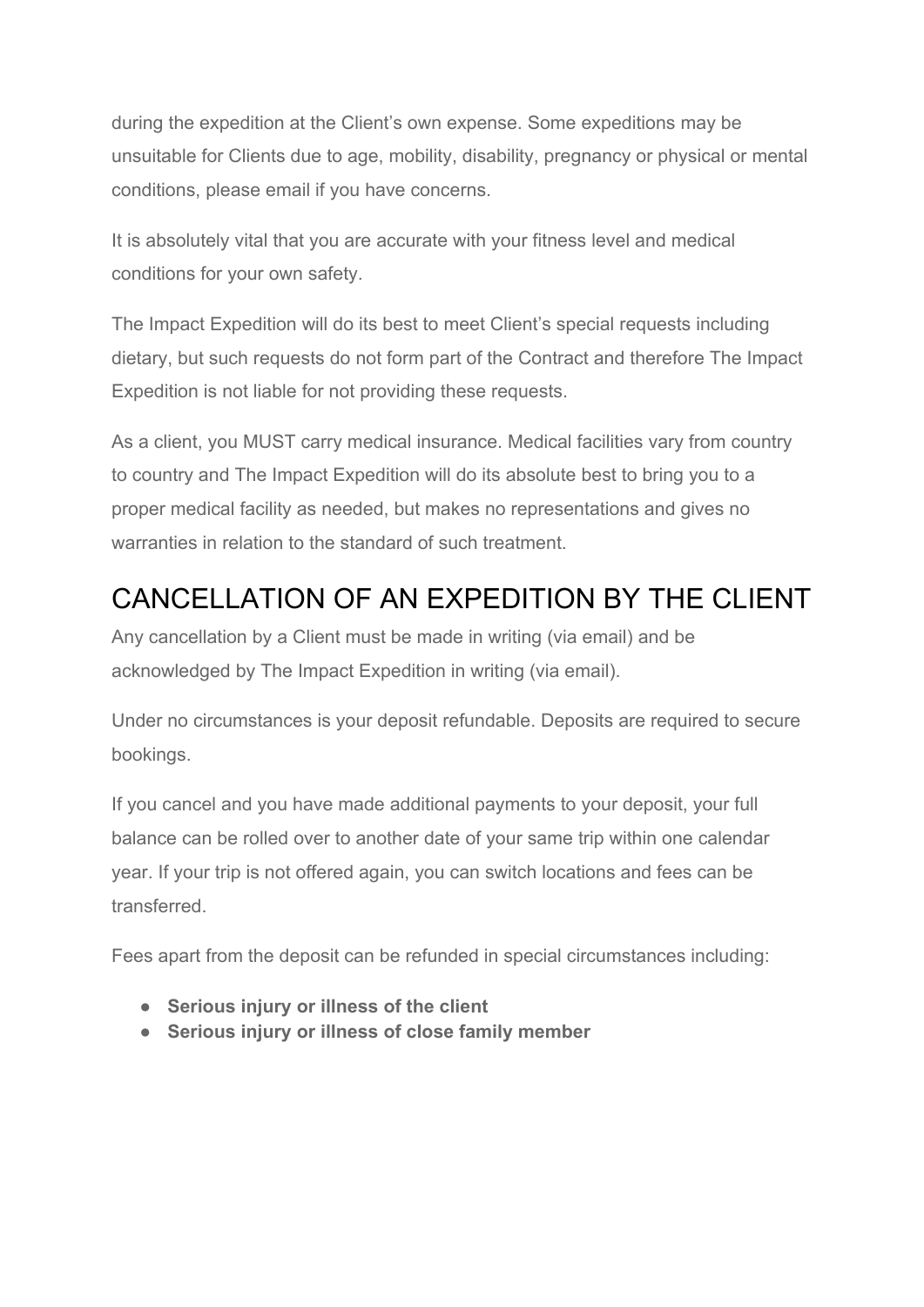during the expedition at the Client's own expense. Some expeditions may be unsuitable for Clients due to age, mobility, disability, pregnancy or physical or mental conditions, please email if you have concerns.

It is absolutely vital that you are accurate with your fitness level and medical conditions for your own safety.

The Impact Expedition will do its best to meet Client's special requests including dietary, but such requests do not form part of the Contract and therefore The Impact Expedition is not liable for not providing these requests.

As a client, you MUST carry medical insurance. Medical facilities vary from country to country and The Impact Expedition will do its absolute best to bring you to a proper medical facility as needed, but makes no representations and gives no warranties in relation to the standard of such treatment.

# CANCELLATION OF AN EXPEDITION BY THE CLIENT

Any cancellation by a Client must be made in writing (via email) and be acknowledged by The Impact Expedition in writing (via email).

Under no circumstances is your deposit refundable. Deposits are required to secure bookings.

If you cancel and you have made additional payments to your deposit, your full balance can be rolled over to another date of your same trip within one calendar year. If your trip is not offered again, you can switch locations and fees can be transferred.

Fees apart from the deposit can be refunded in special circumstances including:

- **Serious injury or illness of the client**
- **Serious injury or illness of close family member**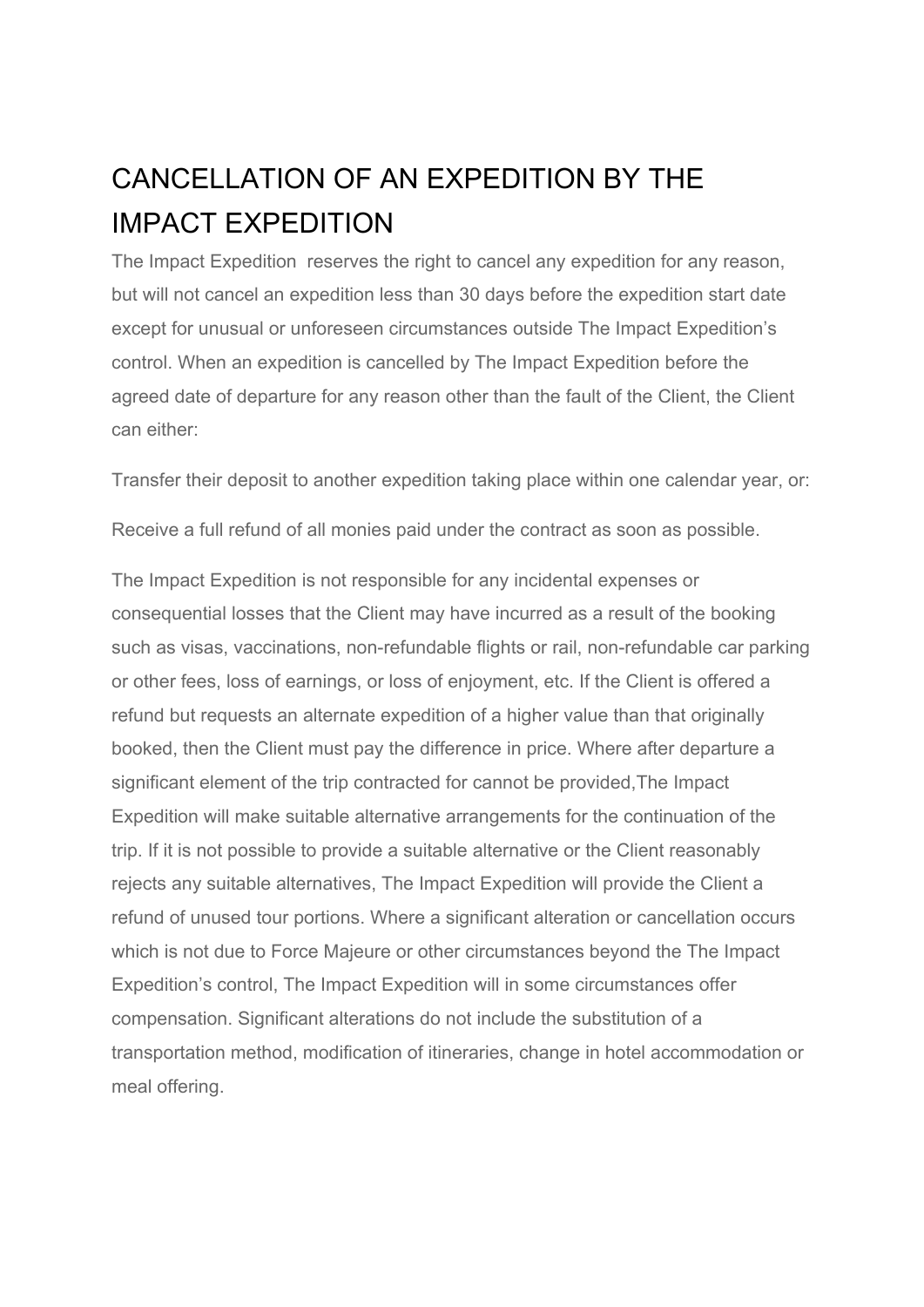# CANCELLATION OF AN EXPEDITION BY THE IMPACT EXPEDITION

The Impact Expedition reserves the right to cancel any expedition for any reason, but will not cancel an expedition less than 30 days before the expedition start date except for unusual or unforeseen circumstances outside The Impact Expedition's control. When an expedition is cancelled by The Impact Expedition before the agreed date of departure for any reason other than the fault of the Client, the Client can either:

Transfer their deposit to another expedition taking place within one calendar year, or:

Receive a full refund of all monies paid under the contract as soon as possible.

The Impact Expedition is not responsible for any incidental expenses or consequential losses that the Client may have incurred as a result of the booking such as visas, vaccinations, non-refundable flights or rail, non-refundable car parking or other fees, loss of earnings, or loss of enjoyment, etc. If the Client is offered a refund but requests an alternate expedition of a higher value than that originally booked, then the Client must pay the difference in price. Where after departure a significant element of the trip contracted for cannot be provided,The Impact Expedition will make suitable alternative arrangements for the continuation of the trip. If it is not possible to provide a suitable alternative or the Client reasonably rejects any suitable alternatives, The Impact Expedition will provide the Client a refund of unused tour portions. Where a significant alteration or cancellation occurs which is not due to Force Majeure or other circumstances beyond the The Impact Expedition's control, The Impact Expedition will in some circumstances offer compensation. Significant alterations do not include the substitution of a transportation method, modification of itineraries, change in hotel accommodation or meal offering.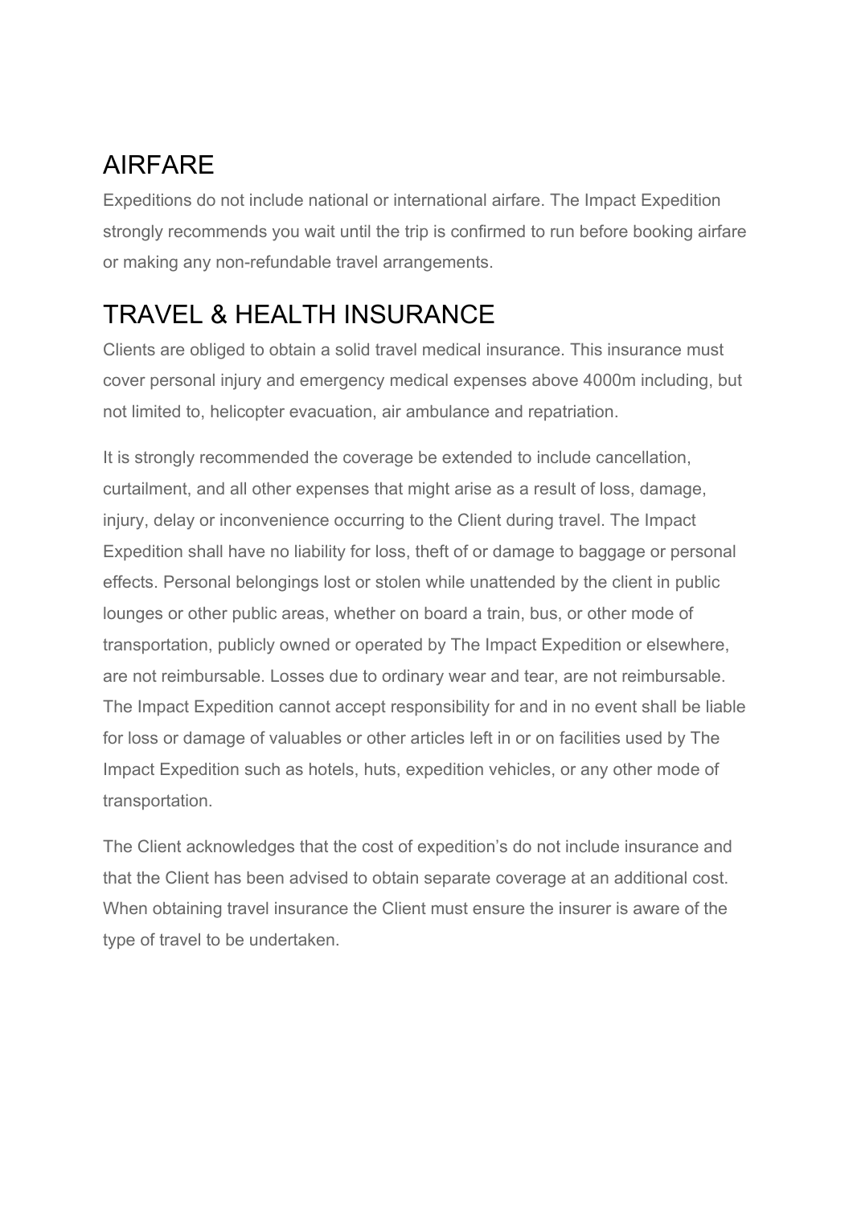## AIRFARE

Expeditions do not include national or international airfare. The Impact Expedition strongly recommends you wait until the trip is confirmed to run before booking airfare or making any non-refundable travel arrangements.

## TRAVEL & HEALTH INSURANCE

Clients are obliged to obtain a solid travel medical insurance. This insurance must cover personal injury and emergency medical expenses above 4000m including, but not limited to, helicopter evacuation, air ambulance and repatriation.

It is strongly recommended the coverage be extended to include cancellation, curtailment, and all other expenses that might arise as a result of loss, damage, injury, delay or inconvenience occurring to the Client during travel. The Impact Expedition shall have no liability for loss, theft of or damage to baggage or personal effects. Personal belongings lost or stolen while unattended by the client in public lounges or other public areas, whether on board a train, bus, or other mode of transportation, publicly owned or operated by The Impact Expedition or elsewhere, are not reimbursable. Losses due to ordinary wear and tear, are not reimbursable. The Impact Expedition cannot accept responsibility for and in no event shall be liable for loss or damage of valuables or other articles left in or on facilities used by The Impact Expedition such as hotels, huts, expedition vehicles, or any other mode of transportation.

The Client acknowledges that the cost of expedition's do not include insurance and that the Client has been advised to obtain separate coverage at an additional cost. When obtaining travel insurance the Client must ensure the insurer is aware of the type of travel to be undertaken.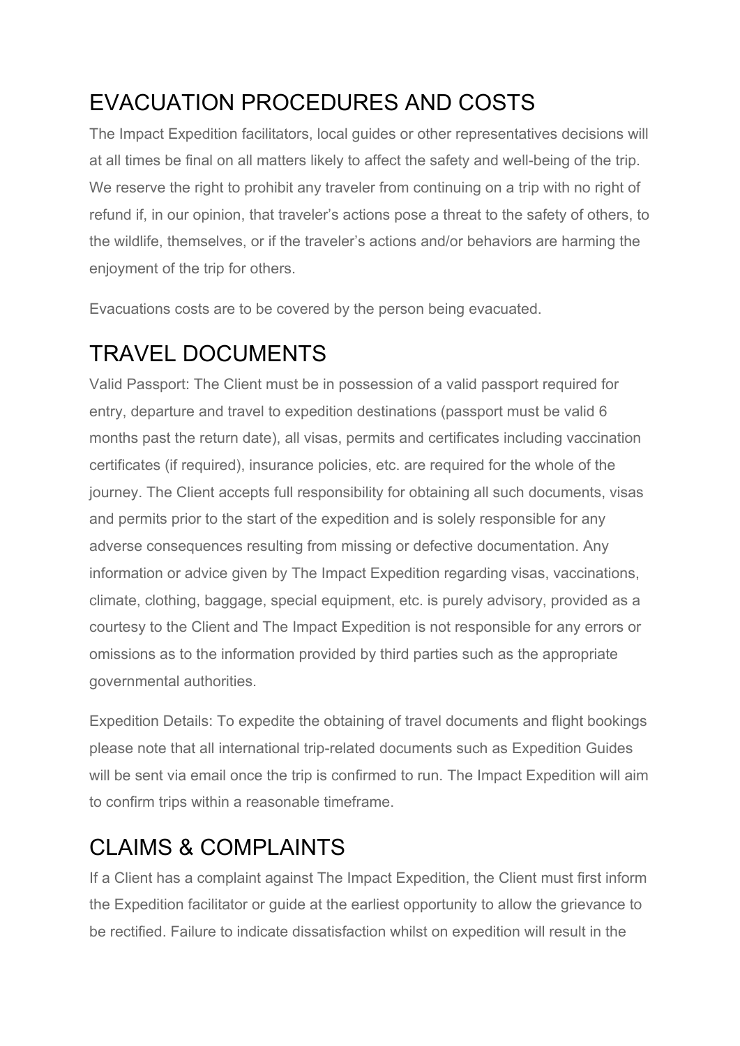## EVACUATION PROCEDURES AND COSTS

The Impact Expedition facilitators, local guides or other representatives decisions will at all times be final on all matters likely to affect the safety and well-being of the trip. We reserve the right to prohibit any traveler from continuing on a trip with no right of refund if, in our opinion, that traveler's actions pose a threat to the safety of others, to the wildlife, themselves, or if the traveler's actions and/or behaviors are harming the enjoyment of the trip for others.

Evacuations costs are to be covered by the person being evacuated.

## TRAVEL DOCUMENTS

Valid Passport: The Client must be in possession of a valid passport required for entry, departure and travel to expedition destinations (passport must be valid 6 months past the return date), all visas, permits and certificates including vaccination certificates (if required), insurance policies, etc. are required for the whole of the journey. The Client accepts full responsibility for obtaining all such documents, visas and permits prior to the start of the expedition and is solely responsible for any adverse consequences resulting from missing or defective documentation. Any information or advice given by The Impact Expedition regarding visas, vaccinations, climate, clothing, baggage, special equipment, etc. is purely advisory, provided as a courtesy to the Client and The Impact Expedition is not responsible for any errors or omissions as to the information provided by third parties such as the appropriate governmental authorities.

Expedition Details: To expedite the obtaining of travel documents and flight bookings please note that all international trip-related documents such as Expedition Guides will be sent via email once the trip is confirmed to run. The Impact Expedition will aim to confirm trips within a reasonable timeframe.

## CLAIMS & COMPLAINTS

If a Client has a complaint against The Impact Expedition, the Client must first inform the Expedition facilitator or guide at the earliest opportunity to allow the grievance to be rectified. Failure to indicate dissatisfaction whilst on expedition will result in the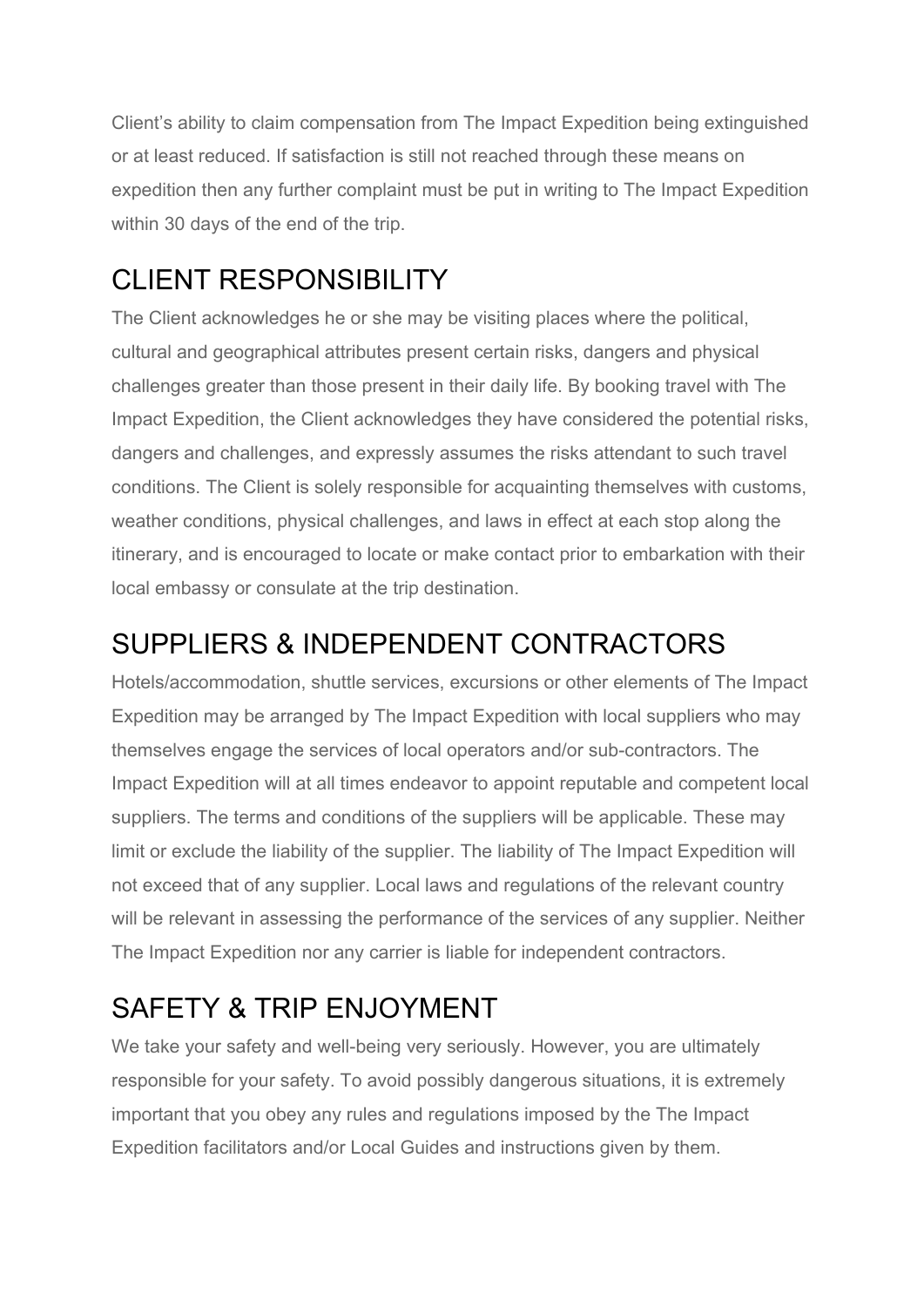Client's ability to claim compensation from The Impact Expedition being extinguished or at least reduced. If satisfaction is still not reached through these means on expedition then any further complaint must be put in writing to The Impact Expedition within 30 days of the end of the trip.

## CLIENT RESPONSIBILITY

The Client acknowledges he or she may be visiting places where the political, cultural and geographical attributes present certain risks, dangers and physical challenges greater than those present in their daily life. By booking travel with The Impact Expedition, the Client acknowledges they have considered the potential risks, dangers and challenges, and expressly assumes the risks attendant to such travel conditions. The Client is solely responsible for acquainting themselves with customs, weather conditions, physical challenges, and laws in effect at each stop along the itinerary, and is encouraged to locate or make contact prior to embarkation with their local embassy or consulate at the trip destination.

## SUPPLIERS & INDEPENDENT CONTRACTORS

Hotels/accommodation, shuttle services, excursions or other elements of The Impact Expedition may be arranged by The Impact Expedition with local suppliers who may themselves engage the services of local operators and/or sub-contractors. The Impact Expedition will at all times endeavor to appoint reputable and competent local suppliers. The terms and conditions of the suppliers will be applicable. These may limit or exclude the liability of the supplier. The liability of The Impact Expedition will not exceed that of any supplier. Local laws and regulations of the relevant country will be relevant in assessing the performance of the services of any supplier. Neither The Impact Expedition nor any carrier is liable for independent contractors.

## SAFETY & TRIP ENJOYMENT

We take your safety and well-being very seriously. However, you are ultimately responsible for your safety. To avoid possibly dangerous situations, it is extremely important that you obey any rules and regulations imposed by the The Impact Expedition facilitators and/or Local Guides and instructions given by them.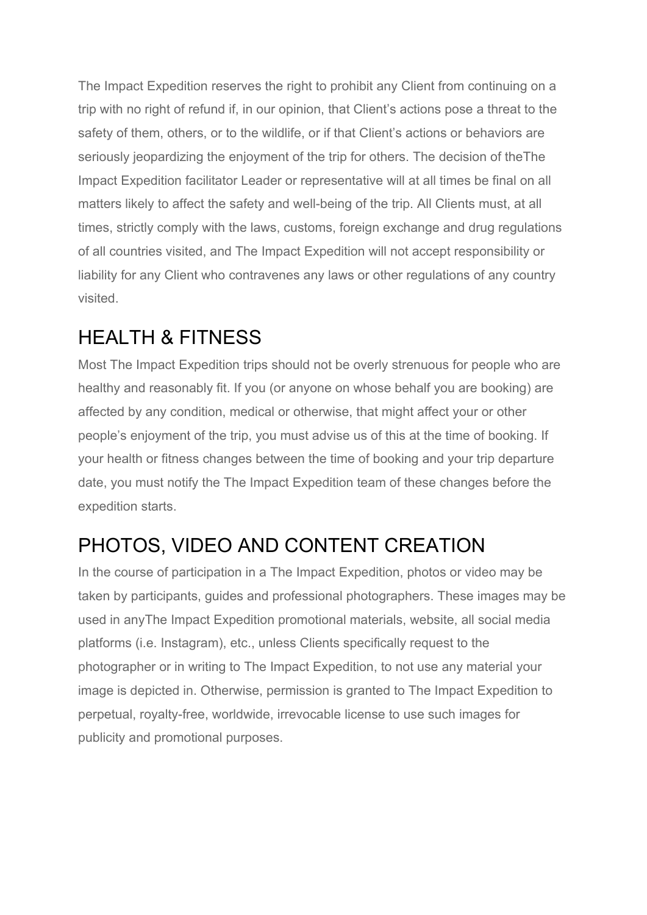The Impact Expedition reserves the right to prohibit any Client from continuing on a trip with no right of refund if, in our opinion, that Client's actions pose a threat to the safety of them, others, or to the wildlife, or if that Client's actions or behaviors are seriously jeopardizing the enjoyment of the trip for others. The decision of theThe Impact Expedition facilitator Leader or representative will at all times be final on all matters likely to affect the safety and well-being of the trip. All Clients must, at all times, strictly comply with the laws, customs, foreign exchange and drug regulations of all countries visited, and The Impact Expedition will not accept responsibility or liability for any Client who contravenes any laws or other regulations of any country visited.

# HEALTH & FITNESS

Most The Impact Expedition trips should not be overly strenuous for people who are healthy and reasonably fit. If you (or anyone on whose behalf you are booking) are affected by any condition, medical or otherwise, that might affect your or other people's enjoyment of the trip, you must advise us of this at the time of booking. If your health or fitness changes between the time of booking and your trip departure date, you must notify the The Impact Expedition team of these changes before the expedition starts.

# PHOTOS, VIDEO AND CONTENT CREATION

In the course of participation in a The Impact Expedition, photos or video may be taken by participants, guides and professional photographers. These images may be used in anyThe Impact Expedition promotional materials, website, all social media platforms (i.e. Instagram), etc., unless Clients specifically request to the photographer or in writing to The Impact Expedition, to not use any material your image is depicted in. Otherwise, permission is granted to The Impact Expedition to perpetual, royalty-free, worldwide, irrevocable license to use such images for publicity and promotional purposes.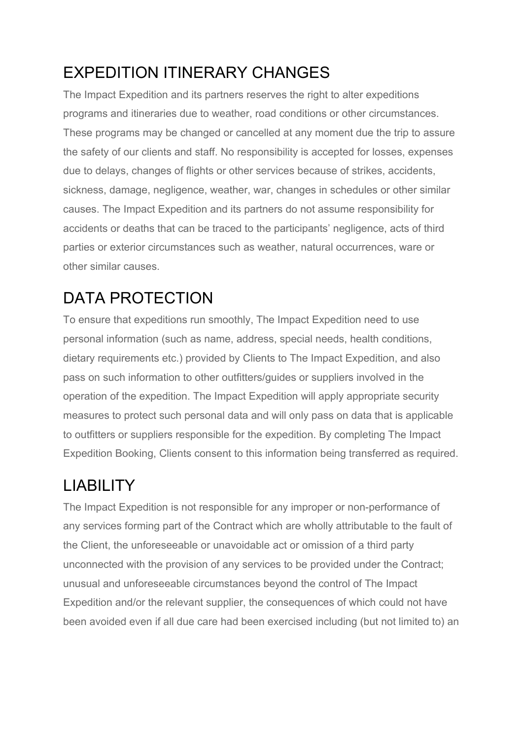# EXPEDITION ITINERARY CHANGES

The Impact Expedition and its partners reserves the right to alter expeditions programs and itineraries due to weather, road conditions or other circumstances. These programs may be changed or cancelled at any moment due the trip to assure the safety of our clients and staff. No responsibility is accepted for losses, expenses due to delays, changes of flights or other services because of strikes, accidents, sickness, damage, negligence, weather, war, changes in schedules or other similar causes. The Impact Expedition and its partners do not assume responsibility for accidents or deaths that can be traced to the participants' negligence, acts of third parties or exterior circumstances such as weather, natural occurrences, ware or other similar causes.

# DATA PROTECTION

To ensure that expeditions run smoothly, The Impact Expedition need to use personal information (such as name, address, special needs, health conditions, dietary requirements etc.) provided by Clients to The Impact Expedition, and also pass on such information to other outfitters/guides or suppliers involved in the operation of the expedition. The Impact Expedition will apply appropriate security measures to protect such personal data and will only pass on data that is applicable to outfitters or suppliers responsible for the expedition. By completing The Impact Expedition Booking, Clients consent to this information being transferred as required.

# LIABILITY

The Impact Expedition is not responsible for any improper or non-performance of any services forming part of the Contract which are wholly attributable to the fault of the Client, the unforeseeable or unavoidable act or omission of a third party unconnected with the provision of any services to be provided under the Contract; unusual and unforeseeable circumstances beyond the control of The Impact Expedition and/or the relevant supplier, the consequences of which could not have been avoided even if all due care had been exercised including (but not limited to) an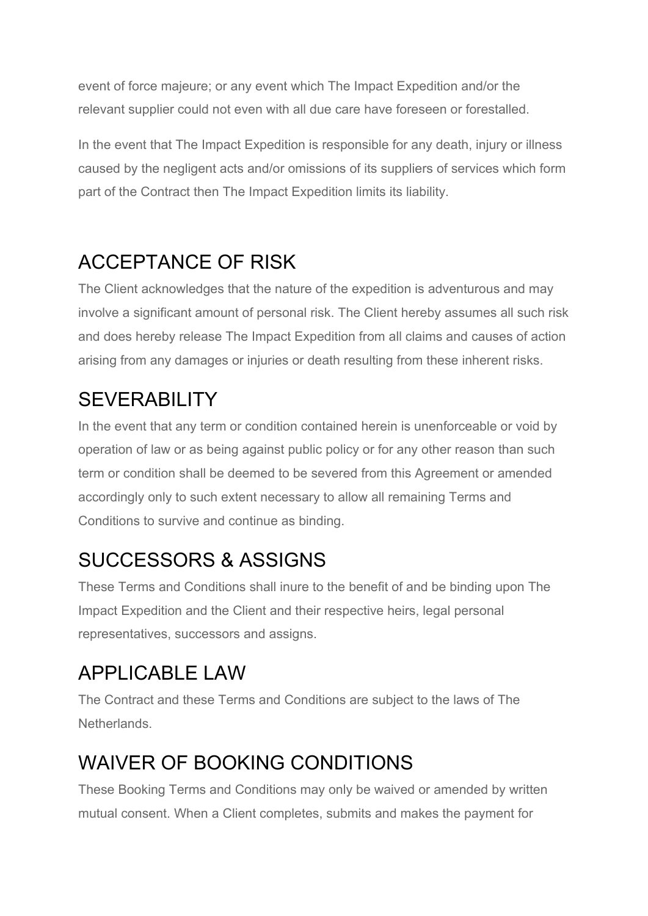event of force majeure; or any event which The Impact Expedition and/or the relevant supplier could not even with all due care have foreseen or forestalled.

In the event that The Impact Expedition is responsible for any death, injury or illness caused by the negligent acts and/or omissions of its suppliers of services which form part of the Contract then The Impact Expedition limits its liability.

## ACCEPTANCE OF RISK

The Client acknowledges that the nature of the expedition is adventurous and may involve a significant amount of personal risk. The Client hereby assumes all such risk and does hereby release The Impact Expedition from all claims and causes of action arising from any damages or injuries or death resulting from these inherent risks.

## SEVERABILITY

In the event that any term or condition contained herein is unenforceable or void by operation of law or as being against public policy or for any other reason than such term or condition shall be deemed to be severed from this Agreement or amended accordingly only to such extent necessary to allow all remaining Terms and Conditions to survive and continue as binding.

## SUCCESSORS & ASSIGNS

These Terms and Conditions shall inure to the benefit of and be binding upon The Impact Expedition and the Client and their respective heirs, legal personal representatives, successors and assigns.

## APPLICABLE LAW

The Contract and these Terms and Conditions are subject to the laws of The Netherlands.

## WAIVER OF BOOKING CONDITIONS

These Booking Terms and Conditions may only be waived or amended by written mutual consent. When a Client completes, submits and makes the payment for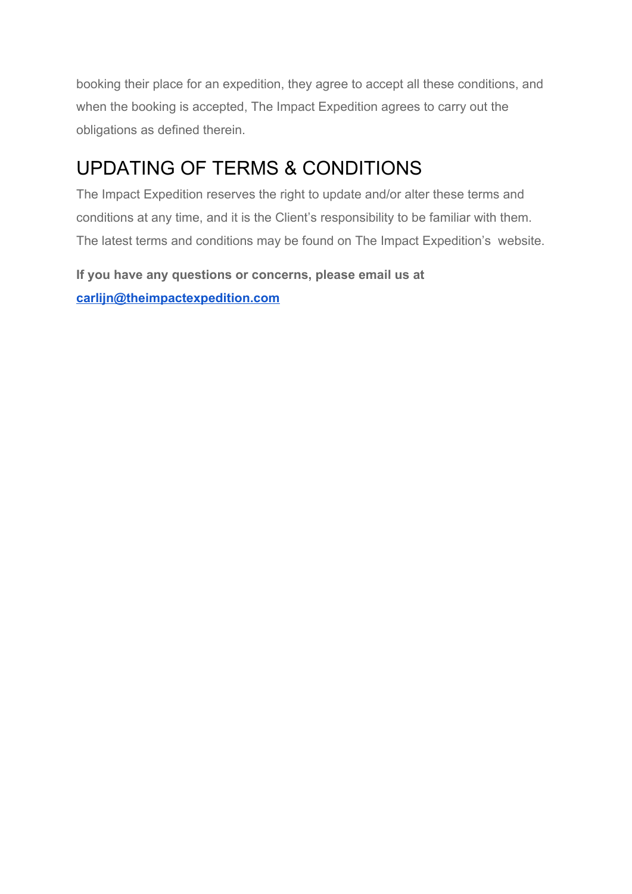booking their place for an expedition, they agree to accept all these conditions, and when the booking is accepted, The Impact Expedition agrees to carry out the obligations as defined therein.

## UPDATING OF TERMS & CONDITIONS

The Impact Expedition reserves the right to update and/or alter these terms and conditions at any time, and it is the Client's responsibility to be familiar with them. The latest terms and conditions may be found on The Impact Expedition's website.

**If you have any questions or concerns, please email us at [carlijn@theimpactexpedition.com](mailto:carlijn@theimpactexpedition.com)**